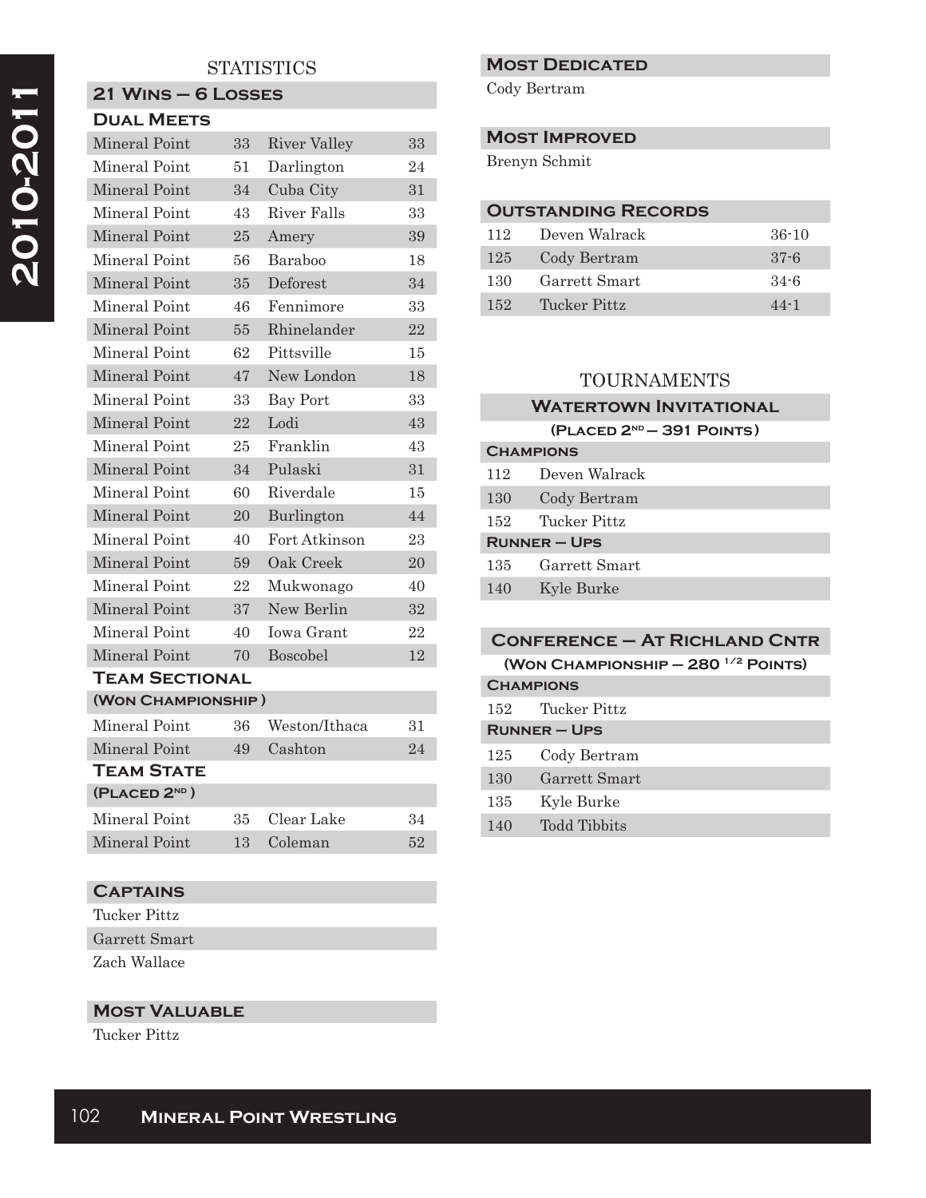# 2010-2011

## STATISTICS

### 21 Wins – 6 Losses

#### Dual Meets

| | | | |
|---|---|---|---|
| Mineral Point | 33 | River Valley | 33 |
| Mineral Point | 51 | Darlington | 24 |
| Mineral Point | 34 | Cuba City | 31 |
| Mineral Point | 43 | River Falls | 33 |
| Mineral Point | 25 | Amery | 39 |
| Mineral Point | 56 | Baraboo | 18 |
| Mineral Point | 35 | Deforest | 34 |
| Mineral Point | 46 | Fennimore | 33 |
| Mineral Point | 55 | Rhinelander | 22 |
| Mineral Point | 62 | Pittsville | 15 |
| Mineral Point | 47 | New London | 18 |
| Mineral Point | 33 | Bay Port | 33 |
| Mineral Point | 22 | Lodi | 43 |
| Mineral Point | 25 | Franklin | 43 |
| Mineral Point | 34 | Pulaski | 31 |
| Mineral Point | 60 | Riverdale | 15 |
| Mineral Point | 20 | Burlington | 44 |
| Mineral Point | 40 | Fort Atkinson | 23 |
| Mineral Point | 59 | Oak Creek | 20 |
| Mineral Point | 22 | Mukwonago | 40 |
| Mineral Point | 37 | New Berlin | 32 |
| Mineral Point | 40 | Iowa Grant | 22 |
| Mineral Point | 70 | Boscobel | 12 |

#### Team Sectional
**(Won Championship)**

| | | | |
|---|---|---|---|
| Mineral Point | 36 | Weston/Ithaca | 31 |
| Mineral Point | 49 | Cashton | 24 |

#### Team State
**(Placed 2nd)**

| | | | |
|---|---|---|---|
| Mineral Point | 35 | Clear Lake | 34 |
| Mineral Point | 13 | Coleman | 52 |

### Captains
Tucker Pittz
Garrett Smart
Zach Wallace

### Most Valuable
Tucker Pittz

### Most Dedicated
Cody Bertram

### Most Improved
Brenyn Schmit

### Outstanding Records

| | | |
|---|---|---|
| 112 | Deven Walrack | 36-10 |
| 125 | Cody Bertram | 37-6 |
| 130 | Garrett Smart | 34-6 |
| 152 | Tucker Pittz | 44-1 |

## TOURNAMENTS

### Watertown Invitational
**(Placed 2nd – 391 Points)**

**Champions**

| | |
|---|---|
| 112 | Deven Walrack |
| 130 | Cody Bertram |
| 152 | Tucker Pittz |

**Runner – Ups**

| | |
|---|---|
| 135 | Garrett Smart |
| 140 | Kyle Burke |

### Conference – At Richland Cntr
**(Won Championship – 280 ½ Points)**

**Champions**

| | |
|---|---|
| 152 | Tucker Pittz |

**Runner – Ups**

| | |
|---|---|
| 125 | Cody Bertram |
| 130 | Garrett Smart |
| 135 | Kyle Burke |
| 140 | Todd Tibbits |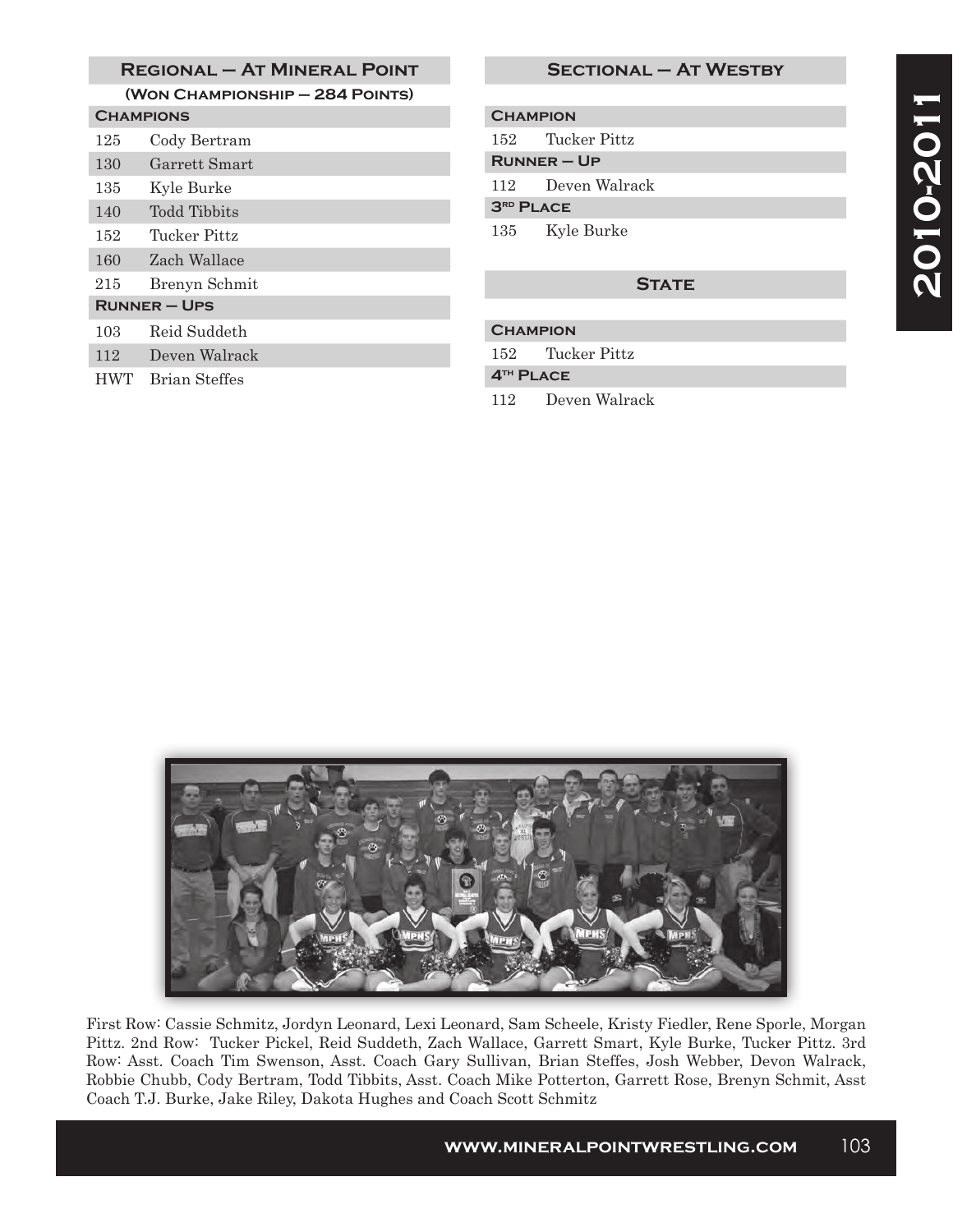## Regional – At Mineral Point

**(Won Championship – 284 Points)**

| | |
|---|---|
| **Champions** | |
| 125 | Cody Bertram |
| 130 | Garrett Smart |
| 135 | Kyle Burke |
| 140 | Todd Tibbits |
| 152 | Tucker Pittz |
| 160 | Zach Wallace |
| 215 | Brenyn Schmit |
| **Runner – Ups** | |
| 103 | Reid Suddeth |
| 112 | Deven Walrack |
| HWT | Brian Steffes |

## Sectional – At Westby

| | |
|---|---|
| **Champion** | |
| 152 | Tucker Pittz |
| **Runner – Up** | |
| 112 | Deven Walrack |
| **3rd Place** | |
| 135 | Kyle Burke |

## State

| | |
|---|---|
| **Champion** | |
| 152 | Tucker Pittz |
| **4th Place** | |
| 112 | Deven Walrack |

First Row: Cassie Schmitz, Jordyn Leonard, Lexi Leonard, Sam Scheele, Kristy Fiedler, Rene Sporle, Morgan Pittz. 2nd Row: Tucker Pickel, Reid Suddeth, Zach Wallace, Garrett Smart, Kyle Burke, Tucker Pittz. 3rd Row: Asst. Coach Tim Swenson, Asst. Coach Gary Sullivan, Brian Steffes, Josh Webber, Devon Walrack, Robbie Chubb, Cody Bertram, Todd Tibbits, Asst. Coach Mike Potterton, Garrett Rose, Brenyn Schmit, Asst Coach T.J. Burke, Jake Riley, Dakota Hughes and Coach Scott Schmitz